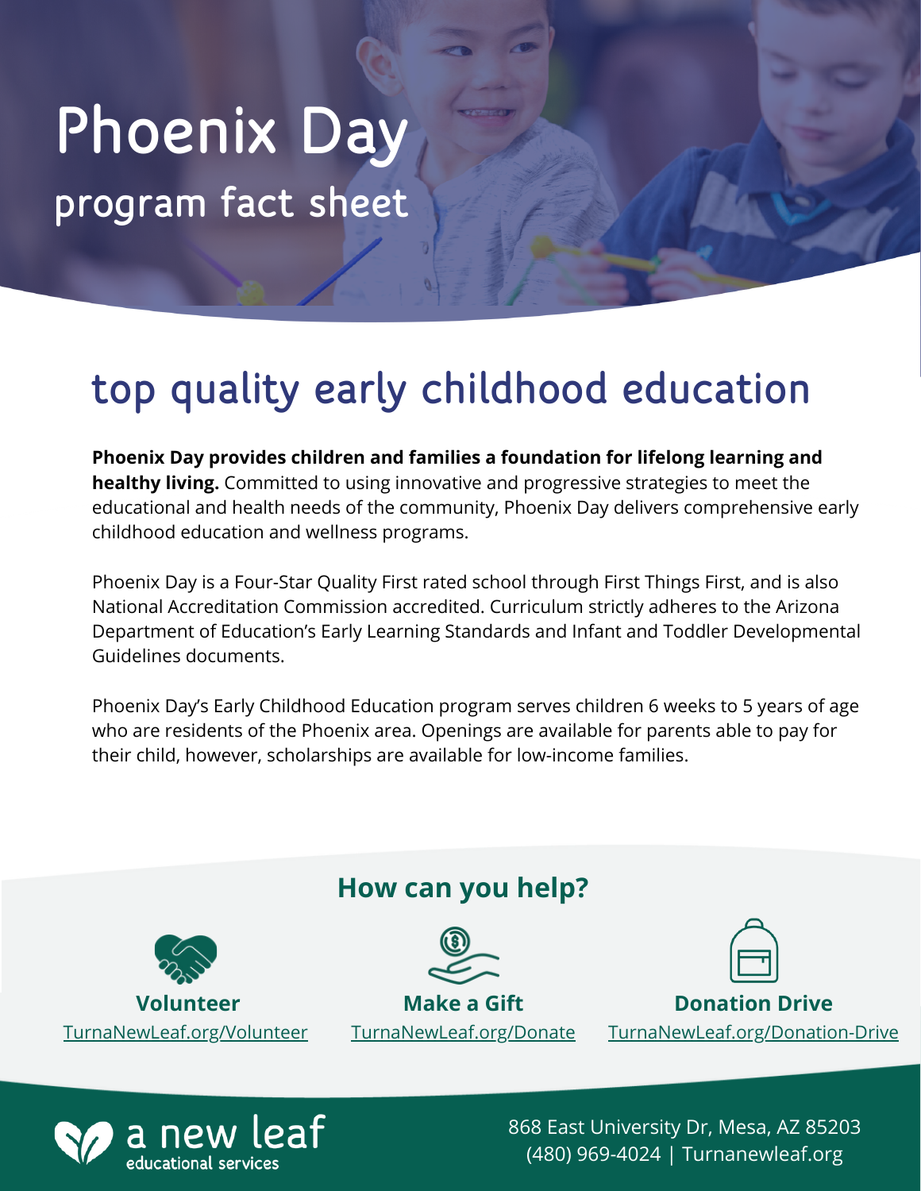# Phoenix Day

## program fact sheet

## top quality early childhood education

**Phoenix Day provides children and families a foundation for lifelong learning and healthy living.** Committed to using innovative and progressive strategies to meet the educational and health needs of the community, Phoenix Day delivers comprehensive early childhood education and wellness programs.

Phoenix Day is a Four-Star Quality First rated school through First Things First, and is also National Accreditation Commission accredited. Curriculum strictly adheres to the Arizona Department of Education's Early Learning Standards and Infant and Toddler Developmental Guidelines documents.

Phoenix Day's Early Childhood Education program serves children 6 weeks to 5 years of age who are residents of the Phoenix area. Openings are available for parents able to pay for their child, however, scholarships are available for low-income families.

### How can you help?

**Volunteer**
TurnaNewLeaf.org/Volunteer

**Make a Gift**
TurnaNewLeaf.org/Donate

**Donation Drive**
TurnaNewLeaf.org/Donation-Drive

a new leaf
educational services

868 East University Dr, Mesa, AZ 85203
(480) 969-4024 | Turnanewleaf.org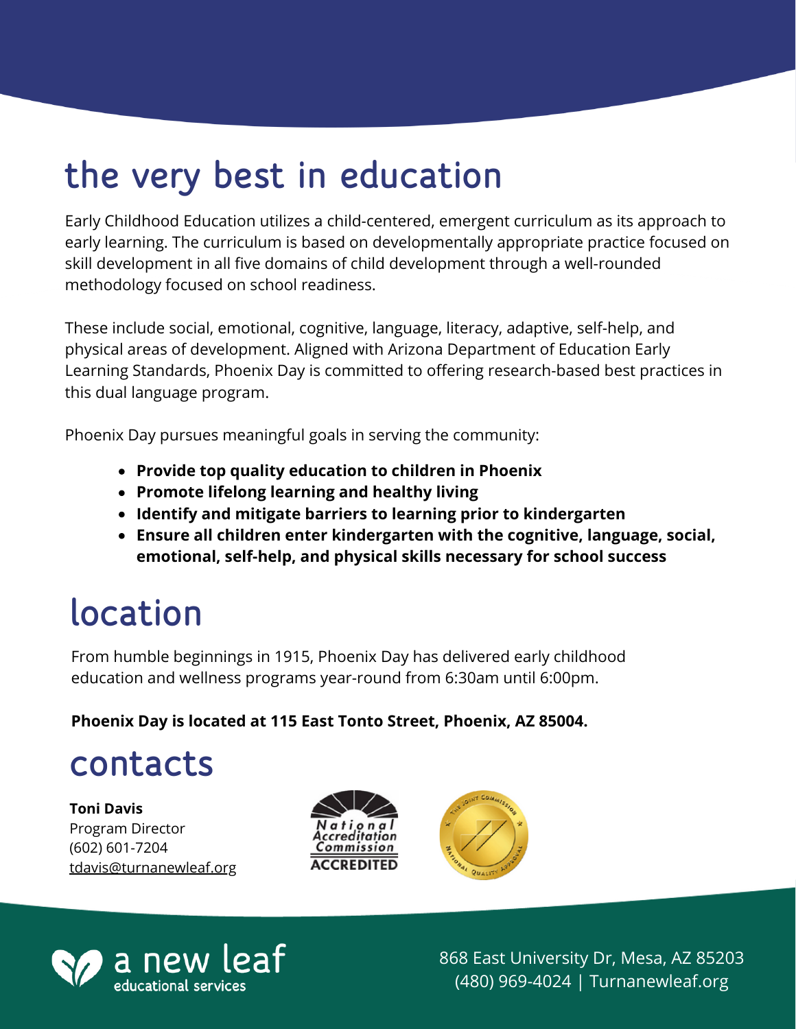# the very best in education

Early Childhood Education utilizes a child-centered, emergent curriculum as its approach to early learning. The curriculum is based on developmentally appropriate practice focused on skill development in all five domains of child development through a well-rounded methodology focused on school readiness.

These include social, emotional, cognitive, language, literacy, adaptive, self-help, and physical areas of development. Aligned with Arizona Department of Education Early Learning Standards, Phoenix Day is committed to offering research-based best practices in this dual language program.

Phoenix Day pursues meaningful goals in serving the community:

- **Provide top quality education to children in Phoenix**
- **Promote lifelong learning and healthy living**
- **Identify and mitigate barriers to learning prior to kindergarten**
- **Ensure all children enter kindergarten with the cognitive, language, social, emotional, self-help, and physical skills necessary for school success**

# location

From humble beginnings in 1915, Phoenix Day has delivered early childhood education and wellness programs year-round from 6:30am until 6:00pm.

**Phoenix Day is located at 115 East Tonto Street, Phoenix, AZ 85004.**

# contacts

**Toni Davis**
Program Director
(602) 601-7204
tdavis@turnanewleaf.org

National Accreditation Commission ACCREDITED

a new leaf educational services

868 East University Dr, Mesa, AZ 85203
(480) 969-4024 | Turnanewleaf.org